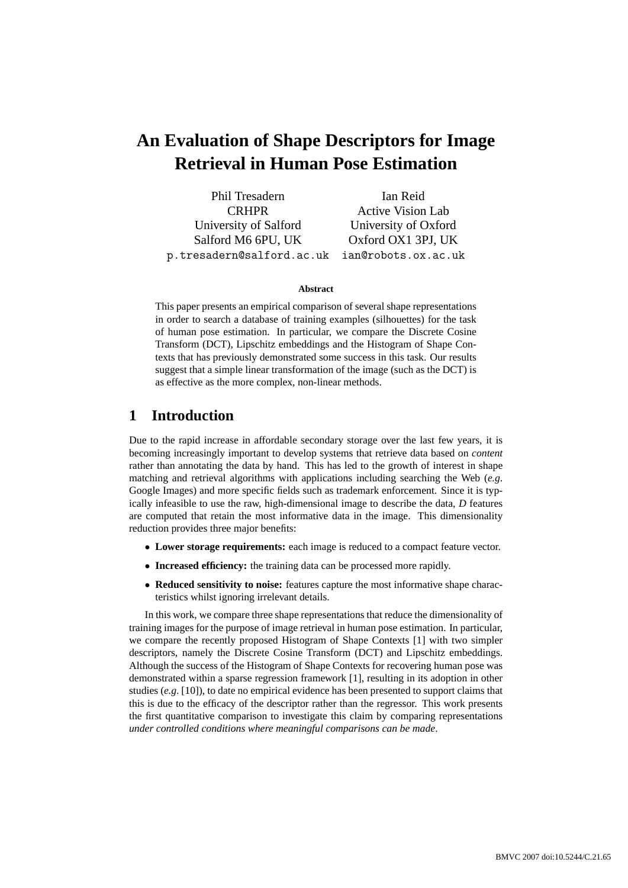# An Evaluation of Shape Descriptors for Image Retrieval in Human Pose Estimation

Phil Tresadern
CRHPR
University of Salford
Salford M6 6PU, UK
p.tresadern@salford.ac.uk

Ian Reid
Active Vision Lab
University of Oxford
Oxford OX1 3PJ, UK
ian@robots.ox.ac.uk

**Abstract**

This paper presents an empirical comparison of several shape representations in order to search a database of training examples (silhouettes) for the task of human pose estimation. In particular, we compare the Discrete Cosine Transform (DCT), Lipschitz embeddings and the Histogram of Shape Contexts that has previously demonstrated some success in this task. Our results suggest that a simple linear transformation of the image (such as the DCT) is as effective as the more complex, non-linear methods.

## 1 Introduction

Due to the rapid increase in affordable secondary storage over the last few years, it is becoming increasingly important to develop systems that retrieve data based on *content* rather than annotating the data by hand. This has led to the growth of interest in shape matching and retrieval algorithms with applications including searching the Web (*e.g*. Google Images) and more specific fields such as trademark enforcement. Since it is typically infeasible to use the raw, high-dimensional image to describe the data, $D$ features are computed that retain the most informative data in the image. This dimensionality reduction provides three major benefits:

- **Lower storage requirements:** each image is reduced to a compact feature vector.
- **Increased efficiency:** the training data can be processed more rapidly.
- **Reduced sensitivity to noise:** features capture the most informative shape characteristics whilst ignoring irrelevant details.

In this work, we compare three shape representations that reduce the dimensionality of training images for the purpose of image retrieval in human pose estimation. In particular, we compare the recently proposed Histogram of Shape Contexts [1] with two simpler descriptors, namely the Discrete Cosine Transform (DCT) and Lipschitz embeddings. Although the success of the Histogram of Shape Contexts for recovering human pose was demonstrated within a sparse regression framework [1], resulting in its adoption in other studies (*e.g*. [10]), to date no empirical evidence has been presented to support claims that this is due to the efficacy of the descriptor rather than the regressor. This work presents the first quantitative comparison to investigate this claim by comparing representations *under controlled conditions where meaningful comparisons can be made*.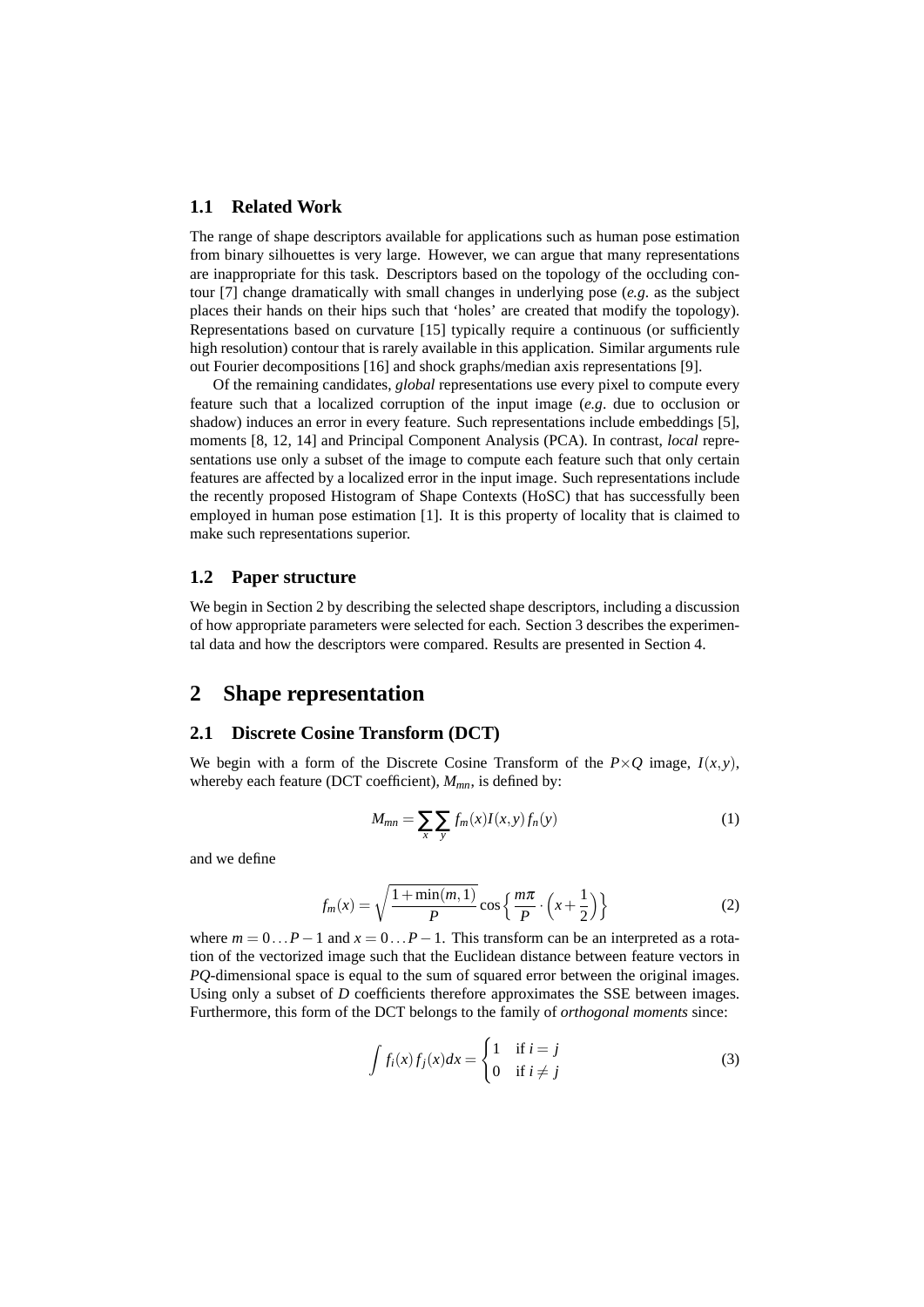### 1.1 Related Work

The range of shape descriptors available for applications such as human pose estimation from binary silhouettes is very large. However, we can argue that many representations are inappropriate for this task. Descriptors based on the topology of the occluding contour [7] change dramatically with small changes in underlying pose (*e.g.* as the subject places their hands on their hips such that 'holes' are created that modify the topology). Representations based on curvature [15] typically require a continuous (or sufficiently high resolution) contour that is rarely available in this application. Similar arguments rule out Fourier decompositions [16] and shock graphs/median axis representations [9].

Of the remaining candidates, *global* representations use every pixel to compute every feature such that a localized corruption of the input image (*e.g.* due to occlusion or shadow) induces an error in every feature. Such representations include embeddings [5], moments [8, 12, 14] and Principal Component Analysis (PCA). In contrast, *local* representations use only a subset of the image to compute each feature such that only certain features are affected by a localized error in the input image. Such representations include the recently proposed Histogram of Shape Contexts (HoSC) that has successfully been employed in human pose estimation [1]. It is this property of locality that is claimed to make such representations superior.

### 1.2 Paper structure

We begin in Section 2 by describing the selected shape descriptors, including a discussion of how appropriate parameters were selected for each. Section 3 describes the experimental data and how the descriptors were compared. Results are presented in Section 4.

## 2 Shape representation

### 2.1 Discrete Cosine Transform (DCT)

We begin with a form of the Discrete Cosine Transform of the $P \times Q$ image, $I(x,y)$, whereby each feature (DCT coefficient), $M_{mn}$, is defined by:

$$M_{mn} = \sum_x \sum_y f_m(x) I(x,y) f_n(y) \tag{1}$$

and we define

$$f_m(x) = \sqrt{\frac{1+\min(m,1)}{P}} \cos\left\{ \frac{m\pi}{P} \cdot \left( x + \frac{1}{2} \right) \right\} \tag{2}$$

where $m = 0 \dots P-1$ and $x = 0 \dots P-1$. This transform can be an interpreted as a rotation of the vectorized image such that the Euclidean distance between feature vectors in $PQ$-dimensional space is equal to the sum of squared error between the original images. Using only a subset of $D$ coefficients therefore approximates the SSE between images. Furthermore, this form of the DCT belongs to the family of *orthogonal moments* since:

$$\int f_i(x) f_j(x) dx = \begin{cases} 1 & \text{if } i = j \\ 0 & \text{if } i \neq j \end{cases} \tag{3}$$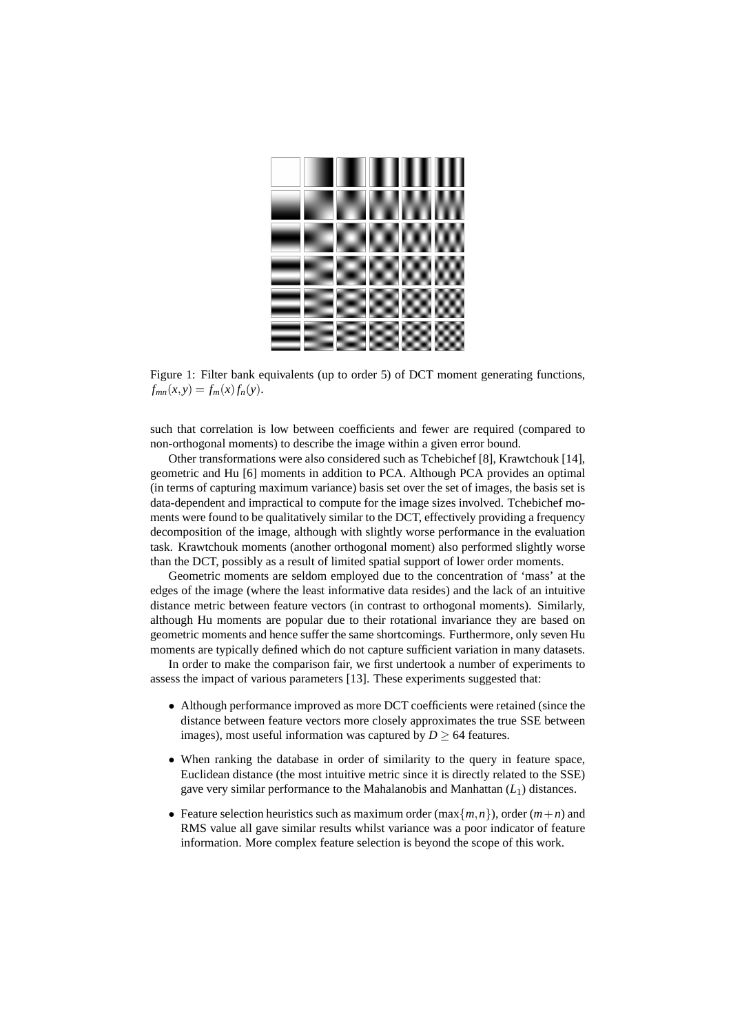Figure 1: Filter bank equivalents (up to order 5) of DCT moment generating functions, $f_{mn}(x,y) = f_m(x) f_n(y)$.

such that correlation is low between coefficients and fewer are required (compared to non-orthogonal moments) to describe the image within a given error bound.

Other transformations were also considered such as Tchebichef [8], Krawtchouk [14], geometric and Hu [6] moments in addition to PCA. Although PCA provides an optimal (in terms of capturing maximum variance) basis set over the set of images, the basis set is data-dependent and impractical to compute for the image sizes involved. Tchebichef moments were found to be qualitatively similar to the DCT, effectively providing a frequency decomposition of the image, although with slightly worse performance in the evaluation task. Krawtchouk moments (another orthogonal moment) also performed slightly worse than the DCT, possibly as a result of limited spatial support of lower order moments.

Geometric moments are seldom employed due to the concentration of 'mass' at the edges of the image (where the least informative data resides) and the lack of an intuitive distance metric between feature vectors (in contrast to orthogonal moments). Similarly, although Hu moments are popular due to their rotational invariance they are based on geometric moments and hence suffer the same shortcomings. Furthermore, only seven Hu moments are typically defined which do not capture sufficient variation in many datasets.

In order to make the comparison fair, we first undertook a number of experiments to assess the impact of various parameters [13]. These experiments suggested that:

- Although performance improved as more DCT coefficients were retained (since the distance between feature vectors more closely approximates the true SSE between images), most useful information was captured by $D \geq 64$ features.
- When ranking the database in order of similarity to the query in feature space, Euclidean distance (the most intuitive metric since it is directly related to the SSE) gave very similar performance to the Mahalanobis and Manhattan ($L_1$) distances.
- Feature selection heuristics such as maximum order ($\max\{m,n\}$), order ($m+n$) and RMS value all gave similar results whilst variance was a poor indicator of feature information. More complex feature selection is beyond the scope of this work.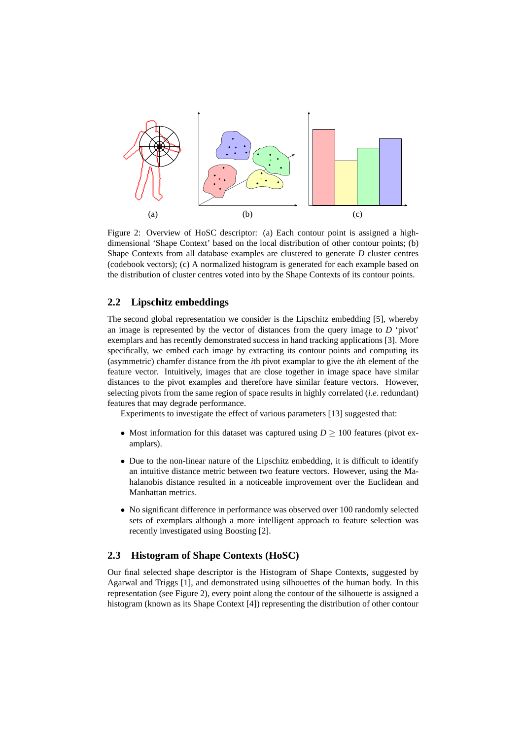(a) (b) (c)

Figure 2: Overview of HoSC descriptor: (a) Each contour point is assigned a high-dimensional 'Shape Context' based on the local distribution of other contour points; (b) Shape Contexts from all database examples are clustered to generate $D$ cluster centres (codebook vectors); (c) A normalized histogram is generated for each example based on the distribution of cluster centres voted into by the Shape Contexts of its contour points.

## 2.2 Lipschitz embeddings

The second global representation we consider is the Lipschitz embedding [5], whereby an image is represented by the vector of distances from the query image to $D$ 'pivot' exemplars and has recently demonstrated success in hand tracking applications [3]. More specifically, we embed each image by extracting its contour points and computing its (asymmetric) chamfer distance from the $i$th pivot examplar to give the $i$th element of the feature vector. Intuitively, images that are close together in image space have similar distances to the pivot examples and therefore have similar feature vectors. However, selecting pivots from the same region of space results in highly correlated (*i.e*. redundant) features that may degrade performance.

Experiments to investigate the effect of various parameters [13] suggested that:

- Most information for this dataset was captured using $D \geq 100$ features (pivot examplars).
- Due to the non-linear nature of the Lipschitz embedding, it is difficult to identify an intuitive distance metric between two feature vectors. However, using the Mahalanobis distance resulted in a noticeable improvement over the Euclidean and Manhattan metrics.
- No significant difference in performance was observed over 100 randomly selected sets of exemplars although a more intelligent approach to feature selection was recently investigated using Boosting [2].

## 2.3 Histogram of Shape Contexts (HoSC)

Our final selected shape descriptor is the Histogram of Shape Contexts, suggested by Agarwal and Triggs [1], and demonstrated using silhouettes of the human body. In this representation (see Figure 2), every point along the contour of the silhouette is assigned a histogram (known as its Shape Context [4]) representing the distribution of other contour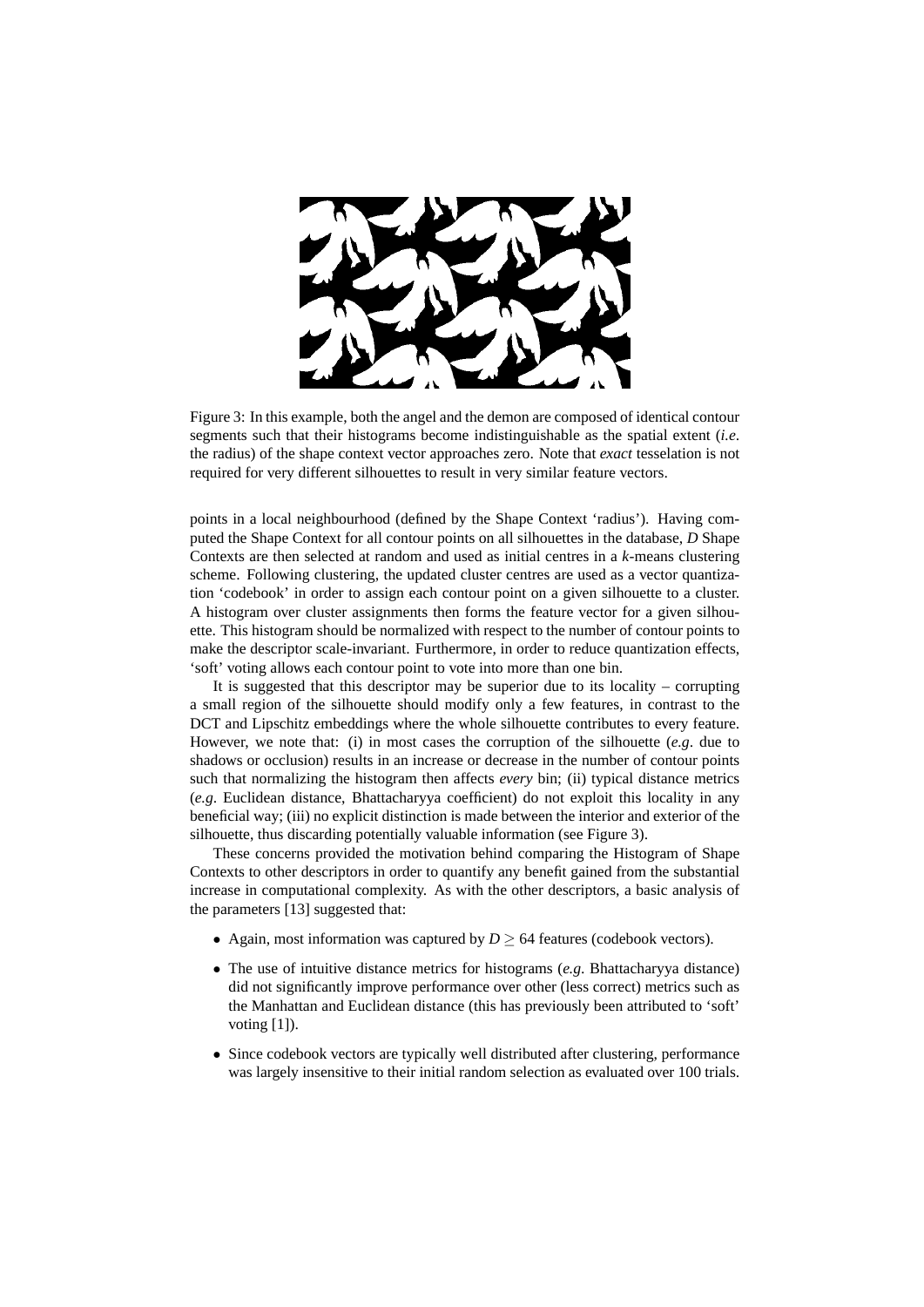Figure 3: In this example, both the angel and the demon are composed of identical contour segments such that their histograms become indistinguishable as the spatial extent (*i.e.* the radius) of the shape context vector approaches zero. Note that *exact* tesselation is not required for very different silhouettes to result in very similar feature vectors.

points in a local neighbourhood (defined by the Shape Context 'radius'). Having computed the Shape Context for all contour points on all silhouettes in the database, $D$ Shape Contexts are then selected at random and used as initial centres in a $k$-means clustering scheme. Following clustering, the updated cluster centres are used as a vector quantization 'codebook' in order to assign each contour point on a given silhouette to a cluster. A histogram over cluster assignments then forms the feature vector for a given silhouette. This histogram should be normalized with respect to the number of contour points to make the descriptor scale-invariant. Furthermore, in order to reduce quantization effects, 'soft' voting allows each contour point to vote into more than one bin.

It is suggested that this descriptor may be superior due to its locality – corrupting a small region of the silhouette should modify only a few features, in contrast to the DCT and Lipschitz embeddings where the whole silhouette contributes to every feature. However, we note that: (i) in most cases the corruption of the silhouette (*e.g*. due to shadows or occlusion) results in an increase or decrease in the number of contour points such that normalizing the histogram then affects *every* bin; (ii) typical distance metrics (*e.g*. Euclidean distance, Bhattacharyya coefficient) do not exploit this locality in any beneficial way; (iii) no explicit distinction is made between the interior and exterior of the silhouette, thus discarding potentially valuable information (see Figure 3).

These concerns provided the motivation behind comparing the Histogram of Shape Contexts to other descriptors in order to quantify any benefit gained from the substantial increase in computational complexity. As with the other descriptors, a basic analysis of the parameters [13] suggested that:

- Again, most information was captured by $D \geq 64$ features (codebook vectors).
- The use of intuitive distance metrics for histograms (*e.g*. Bhattacharyya distance) did not significantly improve performance over other (less correct) metrics such as the Manhattan and Euclidean distance (this has previously been attributed to 'soft' voting [1]).
- Since codebook vectors are typically well distributed after clustering, performance was largely insensitive to their initial random selection as evaluated over 100 trials.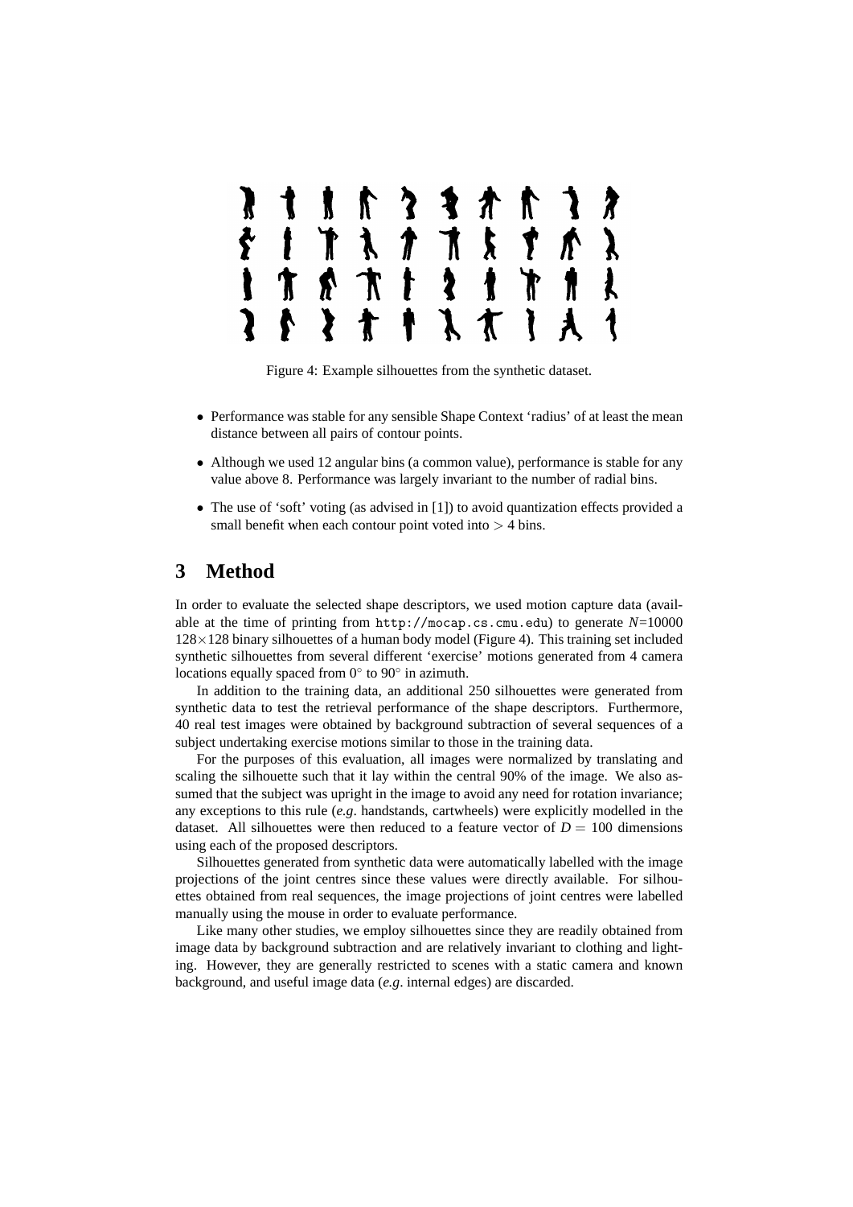Figure 4: Example silhouettes from the synthetic dataset.

- Performance was stable for any sensible Shape Context 'radius' of at least the mean distance between all pairs of contour points.
- Although we used 12 angular bins (a common value), performance is stable for any value above 8. Performance was largely invariant to the number of radial bins.
- The use of 'soft' voting (as advised in [1]) to avoid quantization effects provided a small benefit when each contour point voted into $> 4$ bins.

# 3 Method

In order to evaluate the selected shape descriptors, we used motion capture data (available at the time of printing from `http://mocap.cs.cmu.edu`) to generate $N$=10000 $128\times128$ binary silhouettes of a human body model (Figure 4). This training set included synthetic silhouettes from several different 'exercise' motions generated from 4 camera locations equally spaced from $0^{\circ}$ to $90^{\circ}$ in azimuth.

In addition to the training data, an additional 250 silhouettes were generated from synthetic data to test the retrieval performance of the shape descriptors. Furthermore, 40 real test images were obtained by background subtraction of several sequences of a subject undertaking exercise motions similar to those in the training data.

For the purposes of this evaluation, all images were normalized by translating and scaling the silhouette such that it lay within the central 90% of the image. We also assumed that the subject was upright in the image to avoid any need for rotation invariance; any exceptions to this rule (*e.g*. handstands, cartwheels) were explicitly modelled in the dataset. All silhouettes were then reduced to a feature vector of $D = 100$ dimensions using each of the proposed descriptors.

Silhouettes generated from synthetic data were automatically labelled with the image projections of the joint centres since these values were directly available. For silhouettes obtained from real sequences, the image projections of joint centres were labelled manually using the mouse in order to evaluate performance.

Like many other studies, we employ silhouettes since they are readily obtained from image data by background subtraction and are relatively invariant to clothing and lighting. However, they are generally restricted to scenes with a static camera and known background, and useful image data (*e.g*. internal edges) are discarded.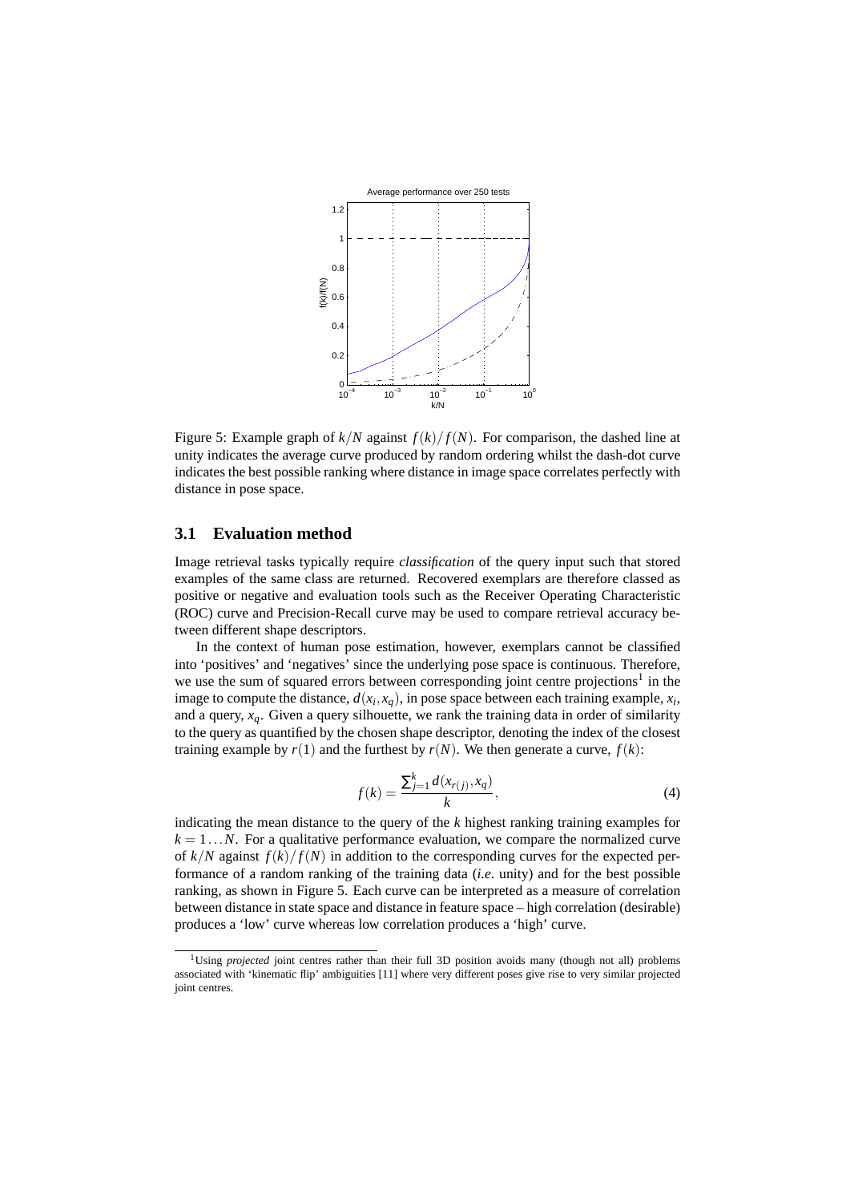Figure 5: Example graph of $k/N$ against $f(k)/f(N)$. For comparison, the dashed line at unity indicates the average curve produced by random ordering whilst the dash-dot curve indicates the best possible ranking where distance in image space correlates perfectly with distance in pose space.

### 3.1 Evaluation method

Image retrieval tasks typically require *classification* of the query input such that stored examples of the same class are returned. Recovered exemplars are therefore classed as positive or negative and evaluation tools such as the Receiver Operating Characteristic (ROC) curve and Precision-Recall curve may be used to compare retrieval accuracy between different shape descriptors.

In the context of human pose estimation, however, exemplars cannot be classified into 'positives' and 'negatives' since the underlying pose space is continuous. Therefore, we use the sum of squared errors between corresponding joint centre projections[1] in the image to compute the distance, $d(x_i, x_q)$, in pose space between each training example, $x_i$, and a query, $x_q$. Given a query silhouette, we rank the training data in order of similarity to the query as quantified by the chosen shape descriptor, denoting the index of the closest training example by $r(1)$ and the furthest by $r(N)$. We then generate a curve, $f(k)$:

$$f(k) = \frac{\sum_{j=1}^{k} d(x_{r(j)}, x_q)}{k}, \tag{4}$$

indicating the mean distance to the query of the $k$ highest ranking training examples for $k = 1 \ldots N$. For a qualitative performance evaluation, we compare the normalized curve of $k/N$ against $f(k)/f(N)$ in addition to the corresponding curves for the expected performance of a random ranking of the training data (*i.e.* unity) and for the best possible ranking, as shown in Figure 5. Each curve can be interpreted as a measure of correlation between distance in state space and distance in feature space – high correlation (desirable) produces a 'low' curve whereas low correlation produces a 'high' curve.

[1] Using *projected* joint centres rather than their full 3D position avoids many (though not all) problems associated with 'kinematic flip' ambiguities [11] where very different poses give rise to very similar projected joint centres.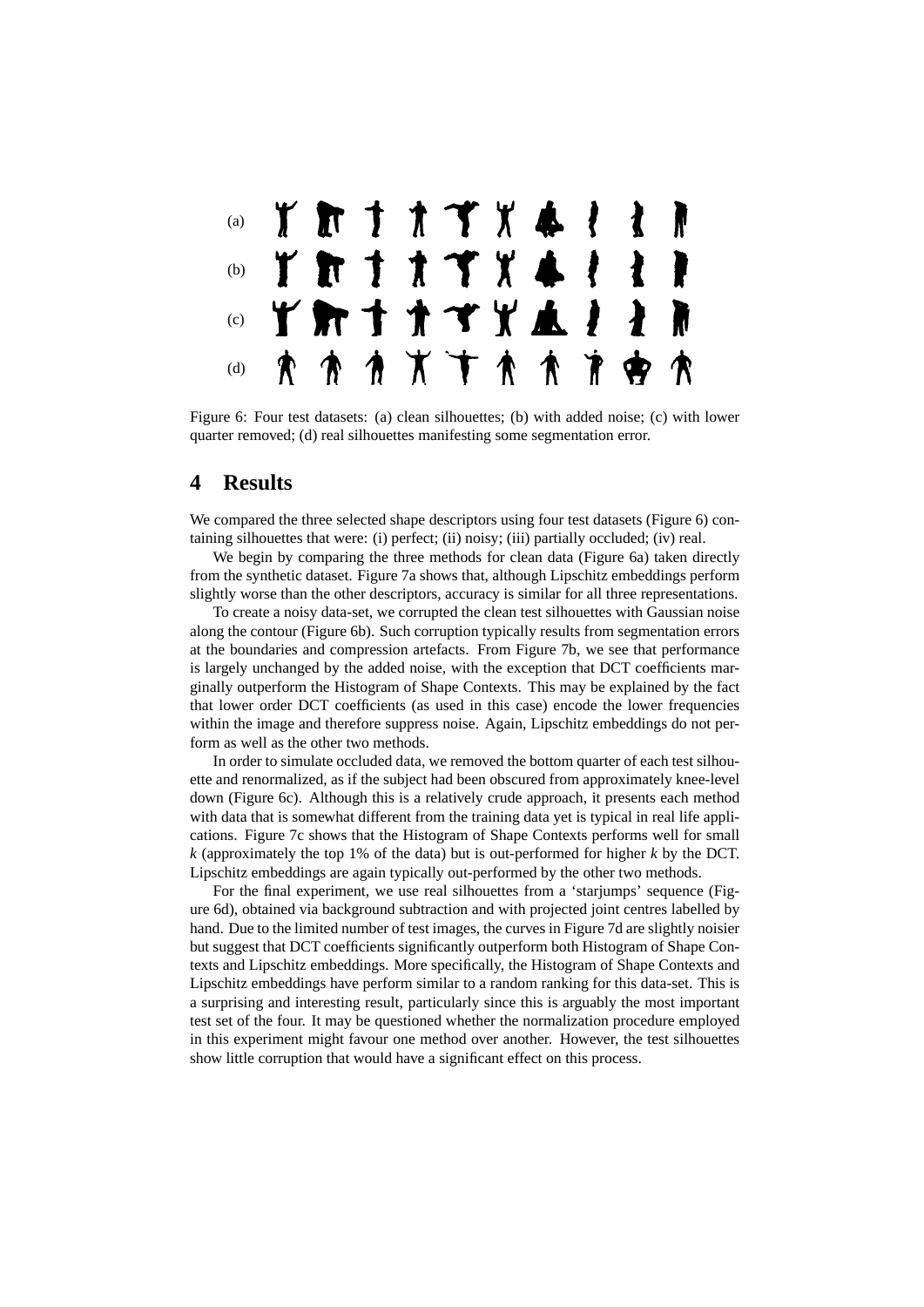Figure 6: Four test datasets: (a) clean silhouettes; (b) with added noise; (c) with lower quarter removed; (d) real silhouettes manifesting some segmentation error.

## 4 Results

We compared the three selected shape descriptors using four test datasets (Figure 6) containing silhouettes that were: (i) perfect; (ii) noisy; (iii) partially occluded; (iv) real.

We begin by comparing the three methods for clean data (Figure 6a) taken directly from the synthetic dataset. Figure 7a shows that, although Lipschitz embeddings perform slightly worse than the other descriptors, accuracy is similar for all three representations.

To create a noisy data-set, we corrupted the clean test silhouettes with Gaussian noise along the contour (Figure 6b). Such corruption typically results from segmentation errors at the boundaries and compression artefacts. From Figure 7b, we see that performance is largely unchanged by the added noise, with the exception that DCT coefficients marginally outperform the Histogram of Shape Contexts. This may be explained by the fact that lower order DCT coefficients (as used in this case) encode the lower frequencies within the image and therefore suppress noise. Again, Lipschitz embeddings do not perform as well as the other two methods.

In order to simulate occluded data, we removed the bottom quarter of each test silhouette and renormalized, as if the subject had been obscured from approximately knee-level down (Figure 6c). Although this is a relatively crude approach, it presents each method with data that is somewhat different from the training data yet is typical in real life applications. Figure 7c shows that the Histogram of Shape Contexts performs well for small $k$ (approximately the top 1% of the data) but is out-performed for higher $k$ by the DCT. Lipschitz embeddings are again typically out-performed by the other two methods.

For the final experiment, we use real silhouettes from a 'starjumps' sequence (Figure 6d), obtained via background subtraction and with projected joint centres labelled by hand. Due to the limited number of test images, the curves in Figure 7d are slightly noisier but suggest that DCT coefficients significantly outperform both Histogram of Shape Contexts and Lipschitz embeddings. More specifically, the Histogram of Shape Contexts and Lipschitz embeddings have perform similar to a random ranking for this data-set. This is a surprising and interesting result, particularly since this is arguably the most important test set of the four. It may be questioned whether the normalization procedure employed in this experiment might favour one method over another. However, the test silhouettes show little corruption that would have a significant effect on this process.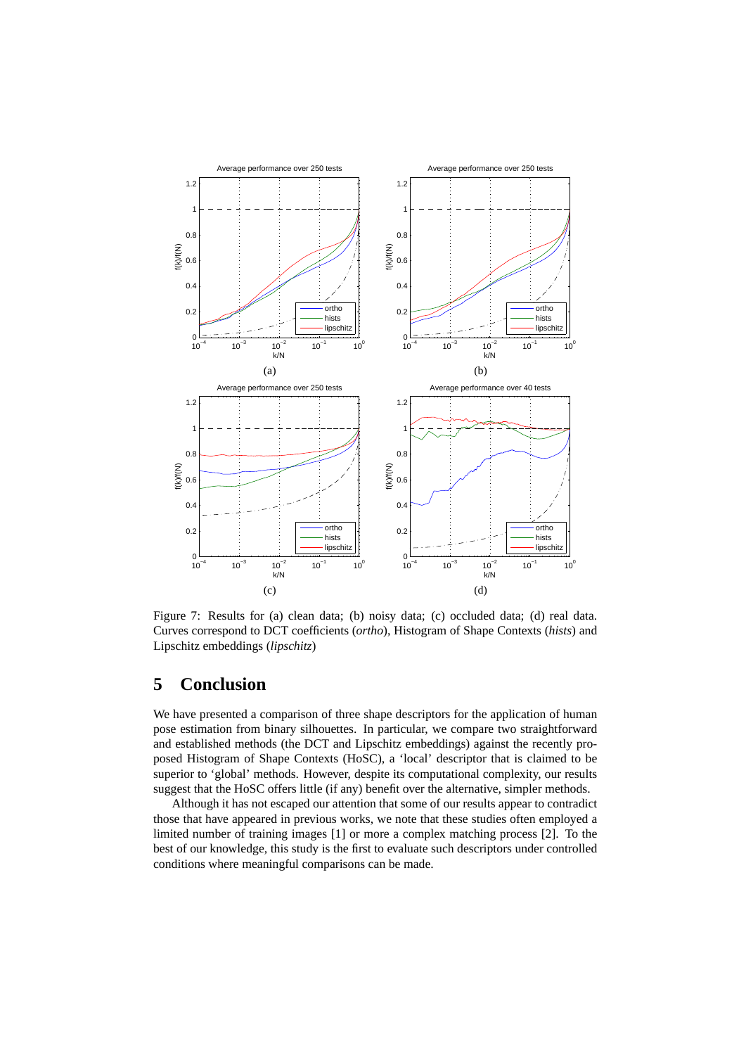Figure 7: Results for (a) clean data; (b) noisy data; (c) occluded data; (d) real data. Curves correspond to DCT coefficients (*ortho*), Histogram of Shape Contexts (*hists*) and Lipschitz embeddings (*lipschitz*)

# 5 Conclusion

We have presented a comparison of three shape descriptors for the application of human pose estimation from binary silhouettes. In particular, we compare two straightforward and established methods (the DCT and Lipschitz embeddings) against the recently proposed Histogram of Shape Contexts (HoSC), a 'local' descriptor that is claimed to be superior to 'global' methods. However, despite its computational complexity, our results suggest that the HoSC offers little (if any) benefit over the alternative, simpler methods.

Although it has not escaped our attention that some of our results appear to contradict those that have appeared in previous works, we note that these studies often employed a limited number of training images [1] or more a complex matching process [2]. To the best of our knowledge, this study is the first to evaluate such descriptors under controlled conditions where meaningful comparisons can be made.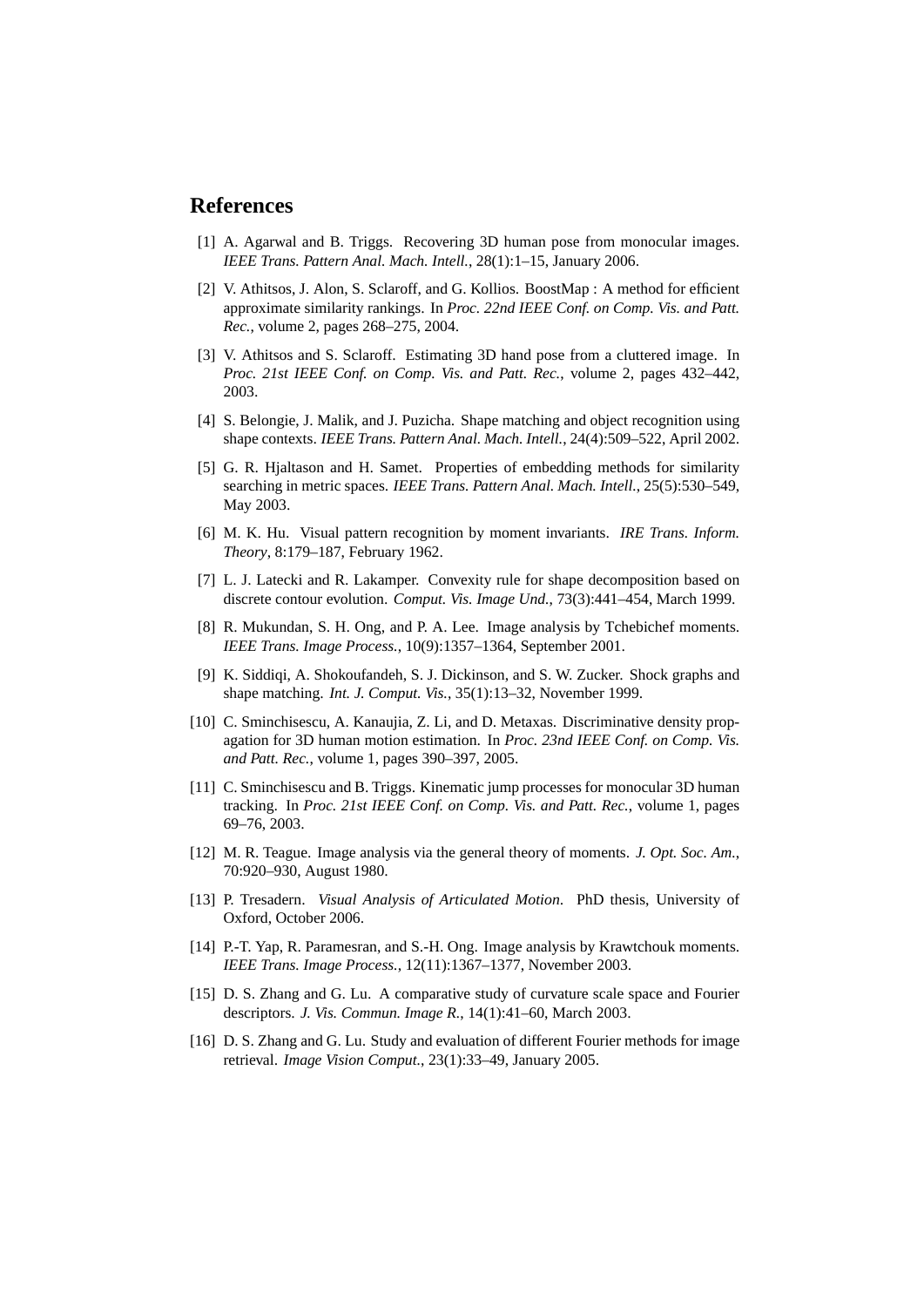## References

[1] A. Agarwal and B. Triggs. Recovering 3D human pose from monocular images. *IEEE Trans. Pattern Anal. Mach. Intell.*, 28(1):1–15, January 2006.

[2] V. Athitsos, J. Alon, S. Sclaroff, and G. Kollios. BoostMap : A method for efficient approximate similarity rankings. In *Proc. 22nd IEEE Conf. on Comp. Vis. and Patt. Rec.*, volume 2, pages 268–275, 2004.

[3] V. Athitsos and S. Sclaroff. Estimating 3D hand pose from a cluttered image. In *Proc. 21st IEEE Conf. on Comp. Vis. and Patt. Rec.*, volume 2, pages 432–442, 2003.

[4] S. Belongie, J. Malik, and J. Puzicha. Shape matching and object recognition using shape contexts. *IEEE Trans. Pattern Anal. Mach. Intell.*, 24(4):509–522, April 2002.

[5] G. R. Hjaltason and H. Samet. Properties of embedding methods for similarity searching in metric spaces. *IEEE Trans. Pattern Anal. Mach. Intell.*, 25(5):530–549, May 2003.

[6] M. K. Hu. Visual pattern recognition by moment invariants. *IRE Trans. Inform. Theory*, 8:179–187, February 1962.

[7] L. J. Latecki and R. Lakamper. Convexity rule for shape decomposition based on discrete contour evolution. *Comput. Vis. Image Und.*, 73(3):441–454, March 1999.

[8] R. Mukundan, S. H. Ong, and P. A. Lee. Image analysis by Tchebichef moments. *IEEE Trans. Image Process.*, 10(9):1357–1364, September 2001.

[9] K. Siddiqi, A. Shokoufandeh, S. J. Dickinson, and S. W. Zucker. Shock graphs and shape matching. *Int. J. Comput. Vis.*, 35(1):13–32, November 1999.

[10] C. Sminchisescu, A. Kanaujia, Z. Li, and D. Metaxas. Discriminative density propagation for 3D human motion estimation. In *Proc. 23nd IEEE Conf. on Comp. Vis. and Patt. Rec.*, volume 1, pages 390–397, 2005.

[11] C. Sminchisescu and B. Triggs. Kinematic jump processes for monocular 3D human tracking. In *Proc. 21st IEEE Conf. on Comp. Vis. and Patt. Rec.*, volume 1, pages 69–76, 2003.

[12] M. R. Teague. Image analysis via the general theory of moments. *J. Opt. Soc. Am.*, 70:920–930, August 1980.

[13] P. Tresadern. *Visual Analysis of Articulated Motion*. PhD thesis, University of Oxford, October 2006.

[14] P.-T. Yap, R. Paramesran, and S.-H. Ong. Image analysis by Krawtchouk moments. *IEEE Trans. Image Process.*, 12(11):1367–1377, November 2003.

[15] D. S. Zhang and G. Lu. A comparative study of curvature scale space and Fourier descriptors. *J. Vis. Commun. Image R.*, 14(1):41–60, March 2003.

[16] D. S. Zhang and G. Lu. Study and evaluation of different Fourier methods for image retrieval. *Image Vision Comput.*, 23(1):33–49, January 2005.